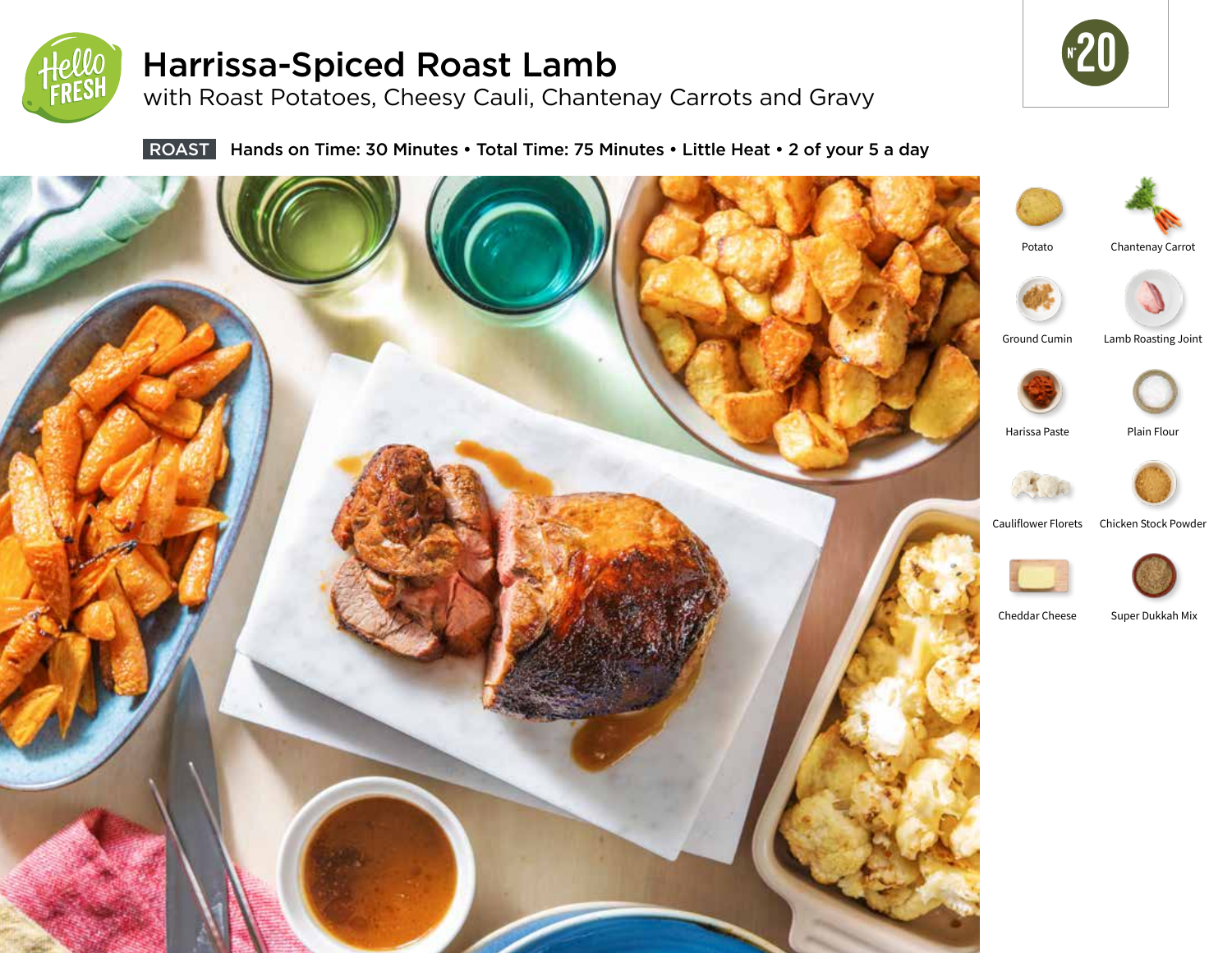# Harrissa-Spiced Roast Lamb

## with Roast Potatoes, Cheesy Cauli, Chantenay Carrots and Gravy

N° 20

**ROAST** Hands on Time: 30 Minutes • Total Time: 75 Minutes • Little Heat • 2 of your 5 a day

- Potato
- Chantenay Carrot
- Ground Cumin
- Lamb Roasting Joint
- Harissa Paste
- Plain Flour
- Cauliflower Florets
- Chicken Stock Powder
- Cheddar Cheese
- Super Dukkah Mix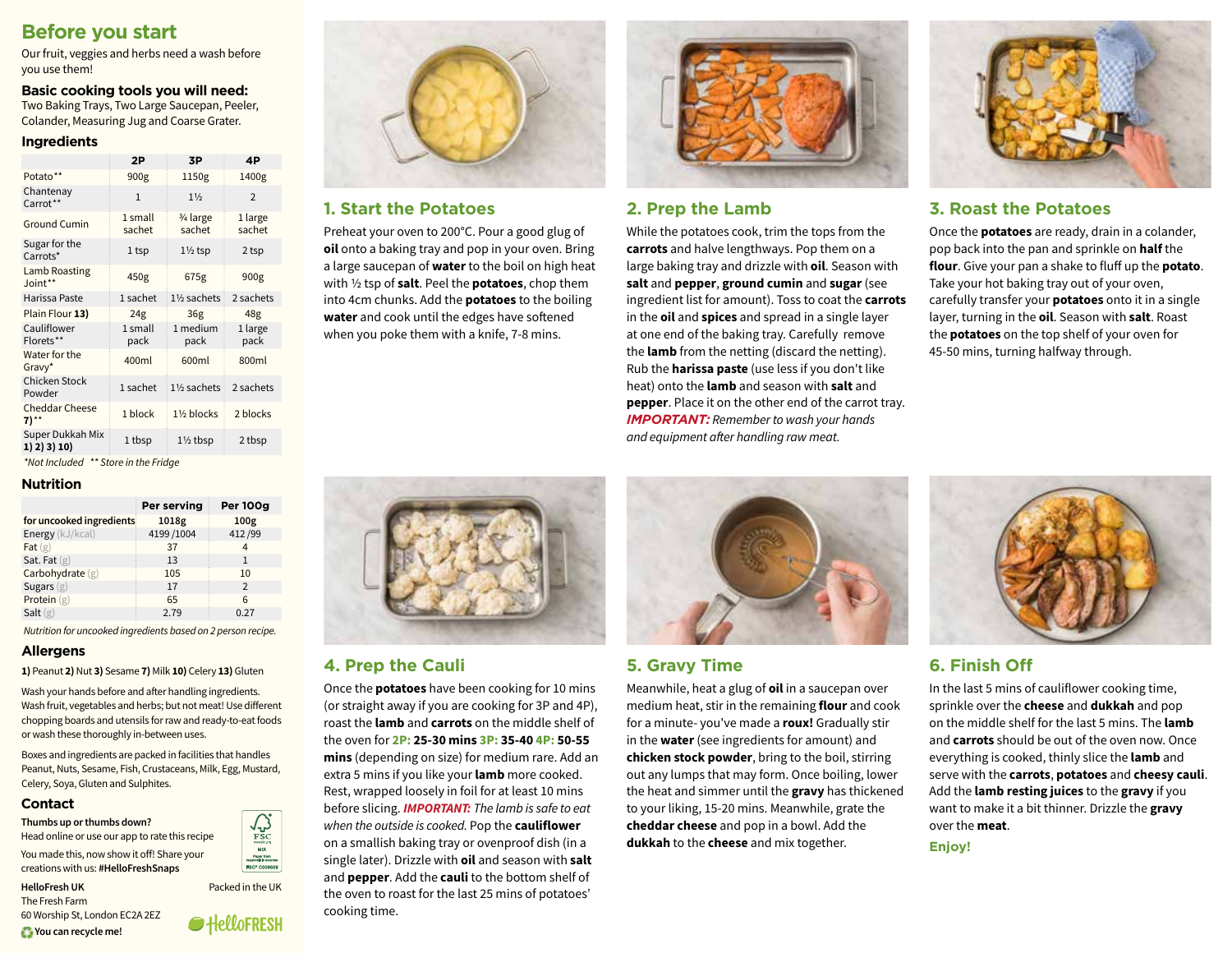## Before you start

Our fruit, veggies and herbs need a wash before you use them!

### Basic cooking tools you will need:

Two Baking Trays, Two Large Saucepan, Peeler, Colander, Measuring Jug and Coarse Grater.

### Ingredients

| | 2P | 3P | 4P |
|---|---|---|---|
| Potato** | 900g | 1150g | 1400g |
| Chantenay Carrot** | 1 | 1½ | 2 |
| Ground Cumin | 1 small sachet | ¾ large sachet | 1 large sachet |
| Sugar for the Carrots* | 1 tsp | 1½ tsp | 2 tsp |
| Lamb Roasting Joint** | 450g | 675g | 900g |
| Harissa Paste | 1 sachet | 1½ sachets | 2 sachets |
| Plain Flour **13)** | 24g | 36g | 48g |
| Cauliflower Florets** | 1 small pack | 1 medium pack | 1 large pack |
| Water for the Gravy* | 400ml | 600ml | 800ml |
| Chicken Stock Powder | 1 sachet | 1½ sachets | 2 sachets |
| Cheddar Cheese **7)**** | 1 block | 1½ blocks | 2 blocks |
| Super Dukkah Mix **1) 2) 3) 10)** | 1 tbsp | 1½ tbsp | 2 tbsp |

*\*Not Included \*\* Store in the Fridge*

### Nutrition

| | Per serving | Per 100g |
|---|---|---|
| **for uncooked ingredients** | **1018g** | **100g** |
| Energy (kJ/kcal) | 4199 /1004 | 412 /99 |
| Fat (g) | 37 | 4 |
| Sat. Fat (g) | 13 | 1 |
| Carbohydrate (g) | 105 | 10 |
| Sugars (g) | 17 | 2 |
| Protein (g) | 65 | 6 |
| Salt (g) | 2.79 | 0.27 |

*Nutrition for uncooked ingredients based on 2 person recipe.*

### Allergens

**1)** Peanut **2)** Nut **3)** Sesame **7)** Milk **10)** Celery **13)** Gluten

Wash your hands before and after handling ingredients. Wash fruit, vegetables and herbs; but not meat! Use different chopping boards and utensils for raw and ready-to-eat foods or wash these thoroughly in-between uses.

Boxes and ingredients are packed in facilities that handles Peanut, Nuts, Sesame, Fish, Crustaceans, Milk, Egg, Mustard, Celery, Soya, Gluten and Sulphites.

### Contact

**Thumbs up or thumbs down?**
Head online or use our app to rate this recipe

You made this, now show it off! Share your creations with us: **#HelloFreshSnaps**

**HelloFresh UK**
The Fresh Farm
60 Worship St, London EC2A 2EZ

Packed in the UK

**You can recycle me!**

## 1. Start the Potatoes

Preheat your oven to 200°C. Pour a good glug of **oil** onto a baking tray and pop in your oven. Bring a large saucepan of **water** to the boil on high heat with ½ tsp of **salt**. Peel the **potatoes**, chop them into 4cm chunks. Add the **potatoes** to the boiling **water** and cook until the edges have softened when you poke them with a knife, 7-8 mins.

## 2. Prep the Lamb

While the potatoes cook, trim the tops from the **carrots** and halve lengthways. Pop them on a large baking tray and drizzle with **oil**. Season with **salt** and **pepper**, **ground cumin** and **sugar** (see ingredient list for amount). Toss to coat the **carrots** in the **oil** and **spices** and spread in a single layer at one end of the baking tray. Carefully remove the **lamb** from the netting (discard the netting). Rub the **harissa paste** (use less if you don't like heat) onto the **lamb** and season with **salt** and **pepper**. Place it on the other end of the carrot tray. ***IMPORTANT:*** *Remember to wash your hands and equipment after handling raw meat.*

## 3. Roast the Potatoes

Once the **potatoes** are ready, drain in a colander, pop back into the pan and sprinkle on **half** the **flour**. Give your pan a shake to fluff up the **potato**. Take your hot baking tray out of your oven, carefully transfer your **potatoes** onto it in a single layer, turning in the **oil**. Season with **salt**. Roast the **potatoes** on the top shelf of your oven for 45-50 mins, turning halfway through.

## 4. Prep the Cauli

Once the **potatoes** have been cooking for 10 mins (or straight away if you are cooking for 3P and 4P), roast the **lamb** and **carrots** on the middle shelf of the oven for **2P: 25-30 mins 3P: 35-40 4P: 50-55 mins** (depending on size) for medium rare. Add an extra 5 mins if you like your **lamb** more cooked. Rest, wrapped loosely in foil for at least 10 mins before slicing. ***IMPORTANT:*** *The lamb is safe to eat when the outside is cooked.* Pop the **cauliflower** on a smallish baking tray or ovenproof dish (in a single later). Drizzle with **oil** and season with **salt** and **pepper**. Add the **cauli** to the bottom shelf of the oven to roast for the last 25 mins of potatoes' cooking time.

## 5. Gravy Time

Meanwhile, heat a glug of **oil** in a saucepan over medium heat, stir in the remaining **flour** and cook for a minute- you've made a **roux!** Gradually stir in the **water** (see ingredients for amount) and **chicken stock powder**, bring to the boil, stirring out any lumps that may form. Once boiling, lower the heat and simmer until the **gravy** has thickened to your liking, 15-20 mins. Meanwhile, grate the **cheddar cheese** and pop in a bowl. Add the **dukkah** to the **cheese** and mix together.

## 6. Finish Off

In the last 5 mins of cauliflower cooking time, sprinkle over the **cheese** and **dukkah** and pop on the middle shelf for the last 5 mins. The **lamb** and **carrots** should be out of the oven now. Once everything is cooked, thinly slice the **lamb** and serve with the **carrots**, **potatoes** and **cheesy cauli**. Add the **lamb resting juices** to the **gravy** if you want to make it a bit thinner. Drizzle the **gravy** over the **meat**.

**Enjoy!**